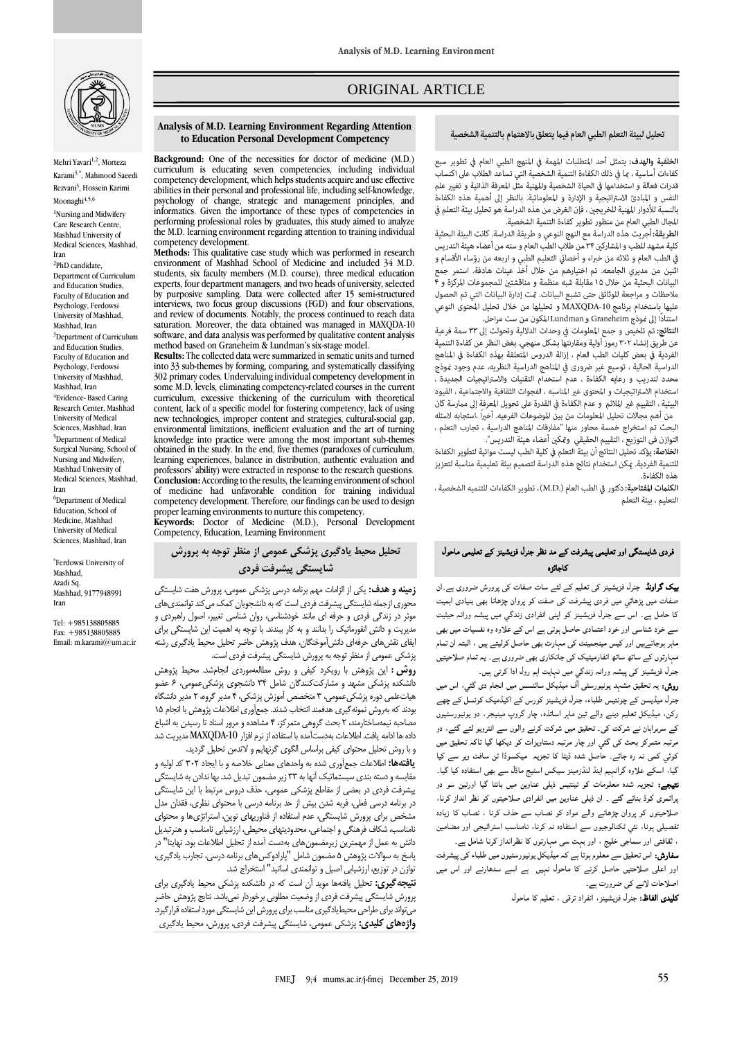# ORIGINAL ARTICLE

Mehri Yavari[1,2], Morteza Karami[3,*], Mahmood Saeedi Rezvani[3], Hossein Karimi Moonaghi[4,5,6]

[1]Nursing and Midwifery Care Research Centre, Mashhad University of Medical Sciences, Mashhad, Iran

[2]PhD candidate, Department of Curriculum and Education Studies, Faculty of Education and Psychology, Ferdowsi University of Mashhad, Mashhad, Iran

[3]Department of Curriculum and Education Studies, Faculty of Education and Psychology, Ferdowsi University of Mashhad, Mashhad, Iran

[4]Evidence- Based Caring Research Center, Mashhad University of Medical Sciences, Mashhad, Iran

[5]Department of Medical Surgical Nursing, School of Nursing and Midwifery, Mashhad University of Medical Sciences, Mashhad, Iran

[6]Department of Medical Education, School of Medicine, Mashhad University of Medical Sciences, Mashhad, Iran

[*]Ferdowsi University of Mashhad, Azadi Sq. Mashhad, 9177948991 Iran

Tel: +985138805885
Fax: +985138805885
Email: m.karami@um.ac.ir

## Analysis of M.D. Learning Environment Regarding Attention to Education Personal Development Competency

**Background:** One of the necessities for doctor of medicine (M.D.) curriculum is educating seven competencies, including individual competency development, which helps students acquire and use effective abilities in their personal and professional life, including self-knowledge, psychology of change, strategic and management principles, and informatics. Given the importance of these types of competencies in performing professional roles by graduates, this study aimed to analyze the M.D. learning environment regarding attention to training individual competency development.

**Methods:** This qualitative case study which was performed in research environment of Mashhad School of Medicine and included 34 M.D. students, six faculty members (M.D. course), three medical education experts, four department managers, and two heads of university, selected by purposive sampling. Data were collected after 15 semi-structured interviews, two focus group discussions (FGD) and four observations, and review of documents. Notably, the process continued to reach data saturation. Moreover, the data obtained was managed in MAXQDA-10 software, and data analysis was performed by qualitative content analysis method based on Graneheim & Lundman's six-stage model.

**Results:** The collected data were summarized in semantic units and turned into 33 sub-themes by forming, comparing, and systematically classifying 302 primary codes. Undervaluing individual competency development in some M.D. levels, eliminating competency-related courses in the current curriculum, excessive thickening of the curriculum with theoretical content, lack of a specific model for fostering competency, lack of using new technologies, improper content and strategies, cultural-social gap, environmental limitations, inefficient evaluation and the art of turning knowledge into practice were among the most important sub-themes obtained in the study. In the end, five themes (paradoxes of curriculum, learning experiences, balance in distribution, authentic evaluation and professors' ability) were extracted in response to the research questions.

**Conclusion:** According to the results, the learning environment of school of medicine had unfavorable condition for training individual competency development. Therefore, our findings can be used to design proper learning environments to nurture this competency.

**Keywords:** Doctor of Medicine (M.D.), Personal Development Competency, Education, Learning Environment

## تحلیل محیط یادگیری پزشکی عمومی از منظر توجه به پرورش شایستگی پیشرفت فردی

**زمینه و هدف:** یکی از الزامات مهم برنامه درسی پزشکی عمومی، پرورش هفت شایستگی محوری ازجمله شایستگی پیشرفت فردی است که به دانشجویان کمک می‌کند توانمندی‌های موثر در زندگی فردی و حرفه ای مانند خودشناسی، روان شناسی تغییر، اصول راهبردی و مدیریت و دانش انفورماتیک را بدانند و به کار ببندند. با توجه به اهمیت این شایستگی برای ایفای نقش‌های حرفه‌ای دانش‌آموختگان، هدف پژوهش حاضر تحلیل محیط یادگیری رشته پزشکی عمومی از منظر توجه به پرورش شایستگی پیشرفت فردی است.

**روش :** این پژوهش با رویکرد کیفی و روش مطالعه‌موردی انجام‌شد. محیط پژوهش دانشکده پزشکی مشهد و مشارکت‌کنندگان شامل ۳۴ دانشجوی پزشکی‌عمومی، ۶ عضو هیات‌علمی دوره پزشکی‌عمومی، ۳ متخصص آموزش پزشکی، ۴ مدیر گروه، ۲ مدیر دانشگاه بودند که به‌روش نمونه‌گیری هدفمند انتخاب شدند. جمع‌آوری اطلاعات پژوهش با انجام ۱۵ مصاحبه نیمه‌ساختارمند، ۲ بحث گروهی متمرکز، ۴ مشاهده و مرور اسناد تا رسیدن به اشباع داده ها ادامه یافت. اطلاعات به‌دست‌آمده با استفاده از نرم افزار MAXQDA-10 مدیریت شد و با روش تحلیل محتوای کیفی براساس الگوی گرنهایم و لاندمن تحلیل گردید.

**یافته‌ها:** اطلاعات جمع‌آوری شده به واحدهای معنایی خلاصه و با ایجاد ۳۰۲ کد اولیه و مقایسه و دسته بندی سیستماتیک آنها به ۳۳ زیر مضمون تبدیل شد. بها ندادن به شایستگی پیشرفت فردی در بعضی از مقاطع پزشکی عمومی، حذف دروس مرتبط با این شایستگی در برنامه درسی فعلی، فربه شدن بیش از حد برنامه درسی با محتوای نظری، فقدان مدل مشخص برای پرورش شایستگی، عدم استفاده از فناوری‌های نوین، استراتژی‌ها و محتوای نامناسب، شکاف فرهنگی و اجتماعی، محدودیت‌های محیطی، ارزشیابی ناامناسب و هنرتبدیل دانش به عمل از مهمترین زیرمضمون‌های به‌دست آمده از تحلیل اطلاعات بود. نهایتا" در پاسخ به سوالات پژوهش ۵ مضمون شامل "پارادوکس‌های برنامه درسی، تجارب یادگیری، توازن در توزیع، ارزشیابی اصیل و توانمندی اساتید" استخراج شد.

**نتیجه‌گیری:** تحلیل یافته‌ها موید آن است که در دانشکده پزشکی محیط یادگیری برای پرورش شایستگی پیشرفت فردی از وضعیت مطلوبی برخوردار نمی‌باشد. نتایج پژوهش حاضر می‌تواند برای طراحی محیط‌یادگیری مناسب برای پرورش این شایستگی مورد استفاده قرارگیرد.

**واژه‌های کلیدی:** پزشکی عمومی، شایستگی پیشرفت فردی، پرورش، محیط یادگیری

## تحليل لبيئة التعلم الطبي العام فيما يتعلق بالاهتمام بالتنمية الشخصية

**الخلفية والهدف:** يتمثل أحد المتطلبات المهمة في المنهج الطبي العام في تطوير سبع كفاءات أساسية ، بما في ذلك الكفاءة التنمية الشخصية التي تساعد الطلاب على اكتساب قدرات فعالة و استخدامها في الحياة الشخصية والمهنية مثل المعرفة الذاتية و تغيير علم النفس و المبادئ الاستراتيجية و الإدارة و المعلوماتية. بالنظر إلى أهمية هذه الكفاءة بالنسبة للأدوار المهنية للخريجين ، فإن الغرض من هذه الدراسة هو تحليل بيئة التعلم في المجال الطبي العام من منظور تطوير كفاءة التنمية الشخصية.

**الطريقة:** أجريت هذه الدراسة مع النهج النوعي و طريقة الدراسة. كانت البيئة البحثية كلية مشهد للطب و المشاركين ۳۴ من طلاب الطب العام و سته من أعضاء هيئة التدريس في الطب العام و ثلاثه من خبراء و أخصائي التعليم الطبي و اربعه من رؤساء الأقسام و اثنين من مديري الجامعه. تم اختيارهم من خلال أخذ عينات هادفة. استمر جمع البيانات البحثية من خلال ۱۵ مقابلة شبه منظمة و مناقشتين للمجموعات المركزة و ۴ ملاحظات و مراجعة للوثائق حتى تشبع البيانات. تمت إدارة البيانات التي تم الحصول عليها باستخدام برنامج MAXQDA-10 و تحليلها من خلال تحليل المحتوى النوعي استناداً إلى نموذج Graneheim و Lundman المكون من ست مراحل.

**النتائج:** تم تلخيص و جمع المعلومات في وحدات الدلالية وتحولت إلى ۳۳ سمة فرعية عن طريق إنشاء ۳۰۲ رموز أولية ومقارنتها بشكل منهجي. بغض النظر عن كفاءة التنمية الفردية في بعض كليات الطب العام ، إزالة الدروس المتعلقة بهذه الكفاءة في المناهج الدراسية الحالية ، توسيع غير ضروري في المناهج الدراسية النظريه، عدم وجود نموذج محدد لتدريب و رعايه الكفاءة ، عدم استخدام التقنيات والاستراتيجيات الجديدة ، استخدام الاستراتيجيات و المحتوى غير المناسب ، الفجوات الثقافية والاجتماعية ، القيود البيئية ، التقييم غير الملائم و عدم الكفاءة في القدرة على تحويل المعرفة إلى ممارسة كان من أهم مجالات تحليل المعلومات من بين الموضوعات الفرعية. أخيراً ، استجابة لاسئله البحث تم استخراج خمسة محاور منها "مفارقات المناهج الدراسية ، تجارب التعلم ، التوازن في التوزيع ، التقييم الحقيقي وتمكين أعضاء هيئة التدريس".

**الخلاصة:** يؤكد تحليل النتائج أن بيئة التعلم في كلية الطب ليست مواتية لتطوير الكفاءة للتنمية الفردية. يمكن استخدام نتائج هذه الدراسة لتصميم بيئة تعليمية مناسبة لتعزيز هذه الكفاءة.

**الكلمات المفتاحية:** دكتور في الطب العام (M.D.)، تطوير الكفاءات للتنميه الشخصية ، التعليم ، بيئة التعلم

## فردی شایستگی اور تعلیمی پیشرفت کے مد نظر جنرل فزیشینز کے تعلیمی ماحول کاجائزہ

**بیک گراونڈ:** جنرل فزیشینز کی تعلیم کے لئے سات صفات کی پرورش ضروری ہے۔ان صفات میں پڑھائي میں فردی پیشرفت کی صفت کو پروان چڑھانا بھی بنیادی اہمیت کا حامل ہے۔ اس سے جنرل فزیشینز کو اپنی انفرادی زندگي میں پیشہ ورانہ حیثیت سے خود شناسی اور خود اعتمادی حاصل ہوتی ہے اس کے علاوہ وہ نفسیات میں بھی ماہر ہوجاتےہیں اور کیس مینجمینٹ کی مہارت بھی حاصل کرلیتے ہیں ، البتہ ان تمام مہارتوں کے ساتھ ساتھ انفارمیٹک کی جانکاری بھی ضروری ہے۔ یہ تمام صلاحیتیں جنرل فزیشینز کی پیشہ ورانہ زندگي میں نہایت اہم رول ادا کرتی ہیں۔

**روش:** یہ تحقیق مشہد یونیورسٹی آف میڈیکل سائنسس میں انجام دی گئي، اس میں جنرل میڈیسن کے چونتیس طلباء، جنرل فزیشینز کورس کے اکیڈمیک کونسل کے چھے رکن، میڈیکل تعلیم دینے والے تین ماہر اساتذہ، چار گروپ مینیجر، دو یونیورسٹیوں کے سربراہاں نے شرکت کی۔ تحقیق میں شرکت کرنے والوں سے انٹرویو لئے گئے، دو مرتبہ متمرکز بحث کی گئي اور چار مرتبہ دستاویزات کو دیکھا گيا تاکہ تحقیق میں کوئي کمی نہ رہ جائے۔ حاصل شدہ ڈیٹا کا تجزیہ میکسوڈا ٹن سافٹ ویر سے کیا گیا، اسکے علاوہ گرانیہم اینڈ لنڈمینز سیکس اسٹیج ماڈل سے بھی استفادہ کیا گيا۔

**نتیجے:** تجزیے شدہ معلومات کو تینتیس ذیلی عناوین میں باٹنا گيا اورتین سو دو پرائمری کوڈ بنائے گئے ۔ ان ذیلی عناوین میں انفرادی صلاحیتوں کو نظر انداز کرنا، صلاحیتوں کو پروان چڑھانے والے مواد کو نصاب سے حذف کرنا ، نصاب کا زیادہ تفصیلی ہونا، نئي ٹکنالوجیوں سے استفادہ نہ کرنا، نامناسب اسٹراٹیجی اور مضامین ، ثقافتی اور سماجی خلیج ، اور بہت سی مہارتوں کا نظرانداز کرنا شامل ہے۔

**سفارش:** اس تحقیق سے معلوم ہوتا ہے کہ میڈیکل یونیورسٹیوں میں طلباء کی پیشرفت اور اعلی صلاحتیں حاصل کرنے کا ماحول نہیں ہے اسے سدھارنے اور اس میں اصلاحات لانے کی ضرورت ہے۔

**کلیدی الفاظ:** جنرل فزیشینز، انفراد ترقی ، تعلیم کا ماحول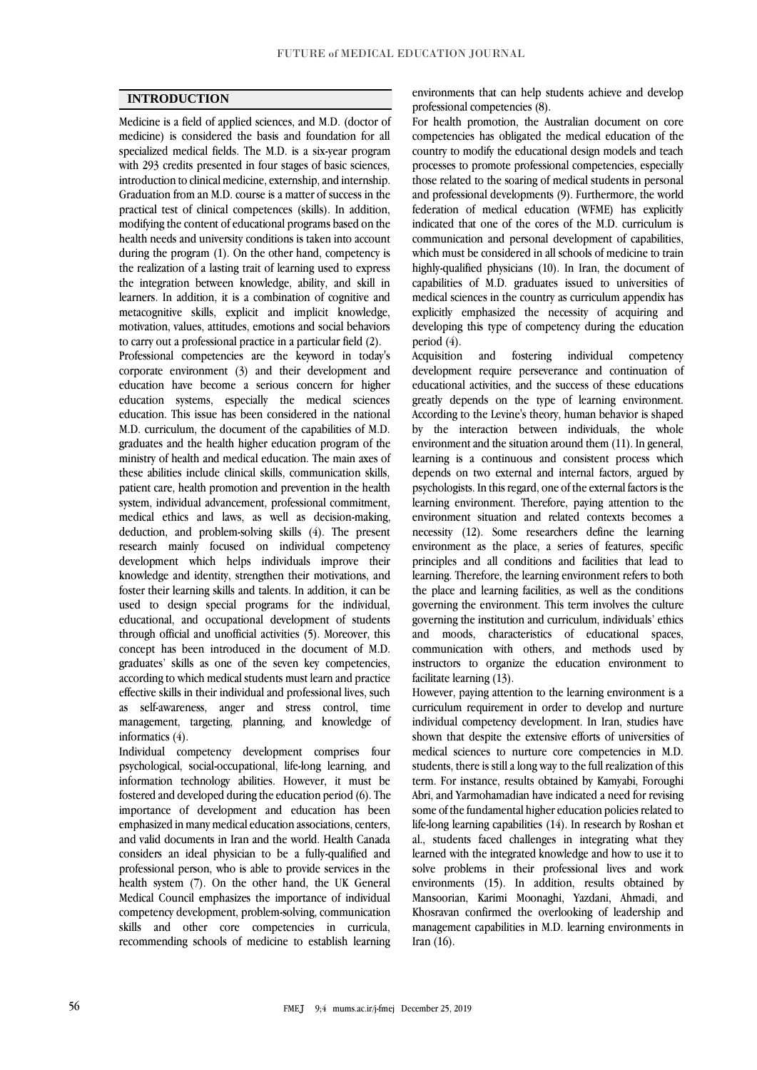## INTRODUCTION

Medicine is a field of applied sciences, and M.D. (doctor of medicine) is considered the basis and foundation for all specialized medical fields. The M.D. is a six-year program with 293 credits presented in four stages of basic sciences, introduction to clinical medicine, externship, and internship. Graduation from an M.D. course is a matter of success in the practical test of clinical competences (skills). In addition, modifying the content of educational programs based on the health needs and university conditions is taken into account during the program (1). On the other hand, competency is the realization of a lasting trait of learning used to express the integration between knowledge, ability, and skill in learners. In addition, it is a combination of cognitive and metacognitive skills, explicit and implicit knowledge, motivation, values, attitudes, emotions and social behaviors to carry out a professional practice in a particular field (2).

Professional competencies are the keyword in today's corporate environment (3) and their development and education have become a serious concern for higher education systems, especially the medical sciences education. This issue has been considered in the national M.D. curriculum, the document of the capabilities of M.D. graduates and the health higher education program of the ministry of health and medical education. The main axes of these abilities include clinical skills, communication skills, patient care, health promotion and prevention in the health system, individual advancement, professional commitment, medical ethics and laws, as well as decision-making, deduction, and problem-solving skills (4). The present research mainly focused on individual competency development which helps individuals improve their knowledge and identity, strengthen their motivations, and foster their learning skills and talents. In addition, it can be used to design special programs for the individual, educational, and occupational development of students through official and unofficial activities (5). Moreover, this concept has been introduced in the document of M.D. graduates' skills as one of the seven key competencies, according to which medical students must learn and practice effective skills in their individual and professional lives, such as self-awareness, anger and stress control, time management, targeting, planning, and knowledge of informatics (4).

Individual competency development comprises four psychological, social-occupational, life-long learning, and information technology abilities. However, it must be fostered and developed during the education period (6). The importance of development and education has been emphasized in many medical education associations, centers, and valid documents in Iran and the world. Health Canada considers an ideal physician to be a fully-qualified and professional person, who is able to provide services in the health system (7). On the other hand, the UK General Medical Council emphasizes the importance of individual competency development, problem-solving, communication skills and other core competencies in curricula, recommending schools of medicine to establish learning environments that can help students achieve and develop professional competencies (8).

For health promotion, the Australian document on core competencies has obligated the medical education of the country to modify the educational design models and teach processes to promote professional competencies, especially those related to the soaring of medical students in personal and professional developments (9). Furthermore, the world federation of medical education (WFME) has explicitly indicated that one of the cores of the M.D. curriculum is communication and personal development of capabilities, which must be considered in all schools of medicine to train highly-qualified physicians (10). In Iran, the document of capabilities of M.D. graduates issued to universities of medical sciences in the country as curriculum appendix has explicitly emphasized the necessity of acquiring and developing this type of competency during the education period (4).

Acquisition and fostering individual competency development require perseverance and continuation of educational activities, and the success of these educations greatly depends on the type of learning environment. According to the Levine's theory, human behavior is shaped by the interaction between individuals, the whole environment and the situation around them (11). In general, learning is a continuous and consistent process which depends on two external and internal factors, argued by psychologists. In this regard, one of the external factors is the learning environment. Therefore, paying attention to the environment situation and related contexts becomes a necessity (12). Some researchers define the learning environment as the place, a series of features, specific principles and all conditions and facilities that lead to learning. Therefore, the learning environment refers to both the place and learning facilities, as well as the conditions governing the environment. This term involves the culture governing the institution and curriculum, individuals' ethics and moods, characteristics of educational spaces, communication with others, and methods used by instructors to organize the education environment to facilitate learning (13).

However, paying attention to the learning environment is a curriculum requirement in order to develop and nurture individual competency development. In Iran, studies have shown that despite the extensive efforts of universities of medical sciences to nurture core competencies in M.D. students, there is still a long way to the full realization of this term. For instance, results obtained by Kamyabi, Foroughi Abri, and Yarmohamadian have indicated a need for revising some of the fundamental higher education policies related to life-long learning capabilities (14). In research by Roshan et al., students faced challenges in integrating what they learned with the integrated knowledge and how to use it to solve problems in their professional lives and work environments (15). In addition, results obtained by Mansoorian, Karimi Moonaghi, Yazdani, Ahmadi, and Khosravan confirmed the overlooking of leadership and management capabilities in M.D. learning environments in Iran (16).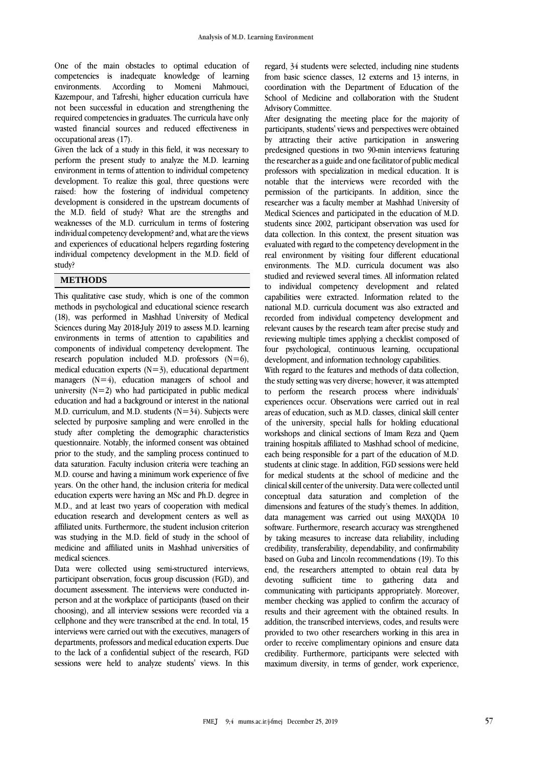One of the main obstacles to optimal education of competencies is inadequate knowledge of learning environments. According to Momeni Mahmouei, Kazempour, and Tafreshi, higher education curricula have not been successful in education and strengthening the required competencies in graduates. The curricula have only wasted financial sources and reduced effectiveness in occupational areas (17).

Given the lack of a study in this field, it was necessary to perform the present study to analyze the M.D. learning environment in terms of attention to individual competency development. To realize this goal, three questions were raised: how the fostering of individual competency development is considered in the upstream documents of the M.D. field of study? What are the strengths and weaknesses of the M.D. curriculum in terms of fostering individual competency development? and, what are the views and experiences of educational helpers regarding fostering individual competency development in the M.D. field of study?

## METHODS

This qualitative case study, which is one of the common methods in psychological and educational science research (18), was performed in Mashhad University of Medical Sciences during May 2018-July 2019 to assess M.D. learning environments in terms of attention to capabilities and components of individual competency development. The research population included M.D. professors (N=6), medical education experts (N=3), educational department managers (N=4), education managers of school and university (N=2) who had participated in public medical education and had a background or interest in the national M.D. curriculum, and M.D. students (N=34). Subjects were selected by purposive sampling and were enrolled in the study after completing the demographic characteristics questionnaire. Notably, the informed consent was obtained prior to the study, and the sampling process continued to data saturation. Faculty inclusion criteria were teaching an M.D. course and having a minimum work experience of five years. On the other hand, the inclusion criteria for medical education experts were having an MSc and Ph.D. degree in M.D., and at least two years of cooperation with medical education research and development centers as well as affiliated units. Furthermore, the student inclusion criterion was studying in the M.D. field of study in the school of medicine and affiliated units in Mashhad universities of medical sciences.

Data were collected using semi-structured interviews, participant observation, focus group discussion (FGD), and document assessment. The interviews were conducted in-person and at the workplace of participants (based on their choosing), and all interview sessions were recorded via a cellphone and they were transcribed at the end. In total, 15 interviews were carried out with the executives, managers of departments, professors and medical education experts. Due to the lack of a confidential subject of the research, FGD sessions were held to analyze students' views. In this regard, 34 students were selected, including nine students from basic science classes, 12 externs and 13 interns, in coordination with the Department of Education of the School of Medicine and collaboration with the Student Advisory Committee.

After designating the meeting place for the majority of participants, students' views and perspectives were obtained by attracting their active participation in answering predesigned questions in two 90-min interviews featuring the researcher as a guide and one facilitator of public medical professors with specialization in medical education. It is notable that the interviews were recorded with the permission of the participants. In addition, since the researcher was a faculty member at Mashhad University of Medical Sciences and participated in the education of M.D. students since 2002, participant observation was used for data collection. In this context, the present situation was evaluated with regard to the competency development in the real environment by visiting four different educational environments. The M.D. curricula document was also studied and reviewed several times. All information related to individual competency development and related capabilities were extracted. Information related to the national M.D. curricula document was also extracted and recorded from individual competency development and relevant causes by the research team after precise study and reviewing multiple times applying a checklist composed of four psychological, continuous learning, occupational development, and information technology capabilities.

With regard to the features and methods of data collection, the study setting was very diverse; however, it was attempted to perform the research process where individuals' experiences occur. Observations were carried out in real areas of education, such as M.D. classes, clinical skill center of the university, special halls for holding educational workshops and clinical sections of Imam Reza and Qaem training hospitals affiliated to Mashhad school of medicine, each being responsible for a part of the education of M.D. students at clinic stage. In addition, FGD sessions were held for medical students at the school of medicine and the clinical skill center of the university. Data were collected until conceptual data saturation and completion of the dimensions and features of the study's themes. In addition, data management was carried out using MAXQDA 10 software. Furthermore, research accuracy was strengthened by taking measures to increase data reliability, including credibility, transferability, dependability, and confirmability based on Guba and Lincoln recommendations (19). To this end, the researchers attempted to obtain real data by devoting sufficient time to gathering data and communicating with participants appropriately. Moreover, member checking was applied to confirm the accuracy of results and their agreement with the obtained results. In addition, the transcribed interviews, codes, and results were provided to two other researchers working in this area in order to receive complimentary opinions and ensure data credibility. Furthermore, participants were selected with maximum diversity, in terms of gender, work experience,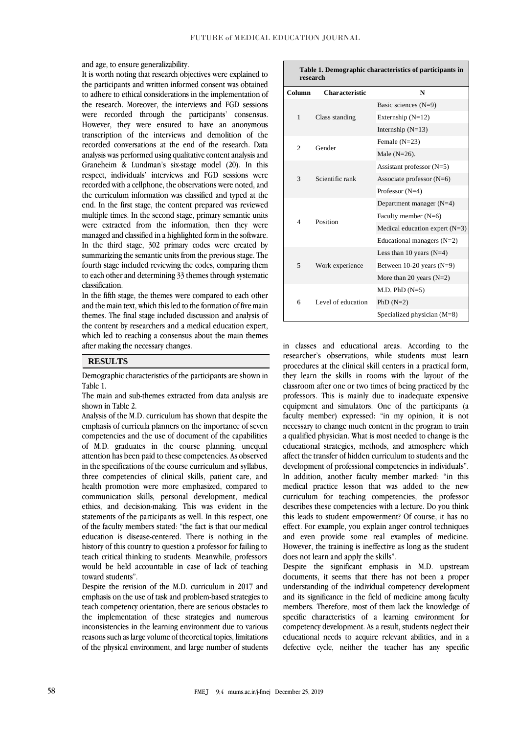and age, to ensure generalizability.

It is worth noting that research objectives were explained to the participants and written informed consent was obtained to adhere to ethical considerations in the implementation of the research. Moreover, the interviews and FGD sessions were recorded through the participants' consensus. However, they were ensured to have an anonymous transcription of the interviews and demolition of the recorded conversations at the end of the research. Data analysis was performed using qualitative content analysis and Graneheim & Lundman's six-stage model (20). In this respect, individuals' interviews and FGD sessions were recorded with a cellphone, the observations were noted, and the curriculum information was classified and typed at the end. In the first stage, the content prepared was reviewed multiple times. In the second stage, primary semantic units were extracted from the information, then they were managed and classified in a highlighted form in the software. In the third stage, 302 primary codes were created by summarizing the semantic units from the previous stage. The fourth stage included reviewing the codes, comparing them to each other and determining 33 themes through systematic classification.

In the fifth stage, the themes were compared to each other and the main text, which this led to the formation of five main themes. The final stage included discussion and analysis of the content by researchers and a medical education expert, which led to reaching a consensus about the main themes after making the necessary changes.

## RESULTS

Demographic characteristics of the participants are shown in Table 1.

The main and sub-themes extracted from data analysis are shown in Table 2.

Analysis of the M.D. curriculum has shown that despite the emphasis of curricula planners on the importance of seven competencies and the use of document of the capabilities of M.D. graduates in the course planning, unequal attention has been paid to these competencies. As observed in the specifications of the course curriculum and syllabus, three competencies of clinical skills, patient care, and health promotion were more emphasized, compared to communication skills, personal development, medical ethics, and decision-making. This was evident in the statements of the participants as well. In this respect, one of the faculty members stated: "the fact is that our medical education is disease-centered. There is nothing in the history of this country to question a professor for failing to teach critical thinking to students. Meanwhile, professors would be held accountable in case of lack of teaching toward students".

Despite the revision of the M.D. curriculum in 2017 and emphasis on the use of task and problem-based strategies to teach competency orientation, there are serious obstacles to the implementation of these strategies and numerous inconsistencies in the learning environment due to various reasons such as large volume of theoretical topics, limitations of the physical environment, and large number of students

**Table 1. Demographic characteristics of participants in research**

| Column | Characteristic | N |
|---|---|---|
| 1 | Class standing | Basic sciences (N=9) |
| | | Externship (N=12) |
| | | Internship (N=13) |
| 2 | Gender | Female (N=23) |
| | | Male (N=26). |
| 3 | Scientific rank | Assistant professor (N=5) |
| | | Associate professor (N=6) |
| | | Professor (N=4) |
| 4 | Position | Department manager (N=4) |
| | | Faculty member (N=6) |
| | | Medical education expert (N=3) |
| | | Educational managers (N=2) |
| 5 | Work experience | Less than 10 years (N=4) |
| | | Between 10-20 years (N=9) |
| | | More than 20 years (N=2) |
| 6 | Level of education | M.D. PhD (N=5) |
| | | PhD (N=2) |
| | | Specialized physician (M=8) |

in classes and educational areas. According to the researcher's observations, while students must learn procedures at the clinical skill centers in a practical form, they learn the skills in rooms with the layout of the classroom after one or two times of being practiced by the professors. This is mainly due to inadequate expensive equipment and simulators. One of the participants (a faculty member) expressed: "in my opinion, it is not necessary to change much content in the program to train a qualified physician. What is most needed to change is the educational strategies, methods, and atmosphere which affect the transfer of hidden curriculum to students and the development of professional competencies in individuals". In addition, another faculty member marked: "in this medical practice lesson that was added to the new curriculum for teaching competencies, the professor describes these competencies with a lecture. Do you think this leads to student empowerment? Of course, it has no effect. For example, you explain anger control techniques and even provide some real examples of medicine. However, the training is ineffective as long as the student does not learn and apply the skills".

Despite the significant emphasis in M.D. upstream documents, it seems that there has not been a proper understanding of the individual competency development and its significance in the field of medicine among faculty members. Therefore, most of them lack the knowledge of specific characteristics of a learning environment for competency development. As a result, students neglect their educational needs to acquire relevant abilities, and in a defective cycle, neither the teacher has any specific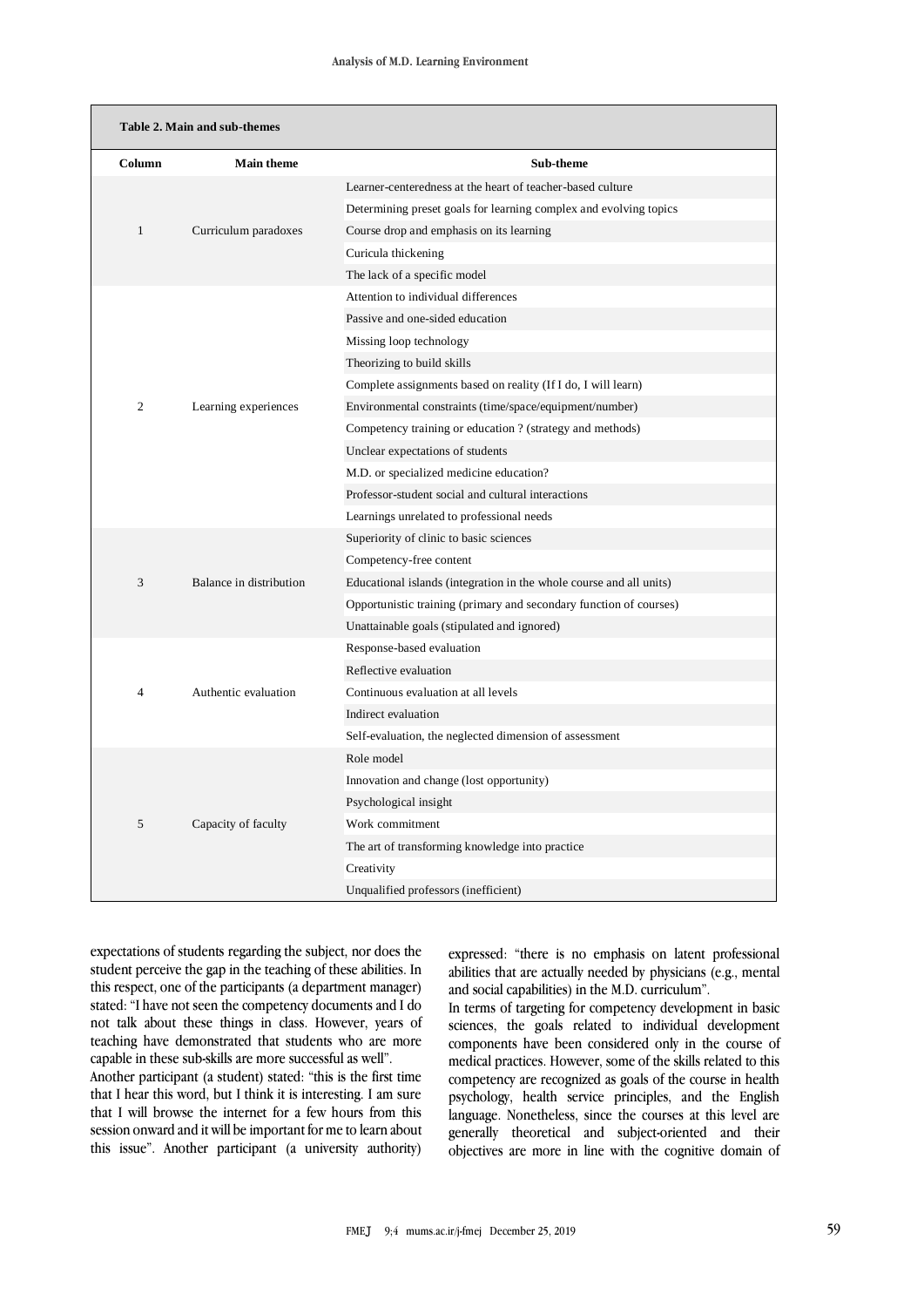**Table 2. Main and sub-themes**

| Column | Main theme | Sub-theme |
|---|---|---|
| 1 | Curriculum paradoxes | Learner-centeredness at the heart of teacher-based culture |
| | | Determining preset goals for learning complex and evolving topics |
| | | Course drop and emphasis on its learning |
| | | Curicula thickening |
| | | The lack of a specific model |
| 2 | Learning experiences | Attention to individual differences |
| | | Passive and one-sided education |
| | | Missing loop technology |
| | | Theorizing to build skills |
| | | Complete assignments based on reality (If I do, I will learn) |
| | | Environmental constraints (time/space/equipment/number) |
| | | Competency training or education ? (strategy and methods) |
| | | Unclear expectations of students |
| | | M.D. or specialized medicine education? |
| | | Professor-student social and cultural interactions |
| | | Learnings unrelated to professional needs |
| 3 | Balance in distribution | Superiority of clinic to basic sciences |
| | | Competency-free content |
| | | Educational islands (integration in the whole course and all units) |
| | | Opportunistic training (primary and secondary function of courses) |
| | | Unattainable goals (stipulated and ignored) |
| 4 | Authentic evaluation | Response-based evaluation |
| | | Reflective evaluation |
| | | Continuous evaluation at all levels |
| | | Indirect evaluation |
| | | Self-evaluation, the neglected dimension of assessment |
| 5 | Capacity of faculty | Role model |
| | | Innovation and change (lost opportunity) |
| | | Psychological insight |
| | | Work commitment |
| | | The art of transforming knowledge into practice |
| | | Creativity |
| | | Unqualified professors (inefficient) |

expectations of students regarding the subject, nor does the student perceive the gap in the teaching of these abilities. In this respect, one of the participants (a department manager) stated: "I have not seen the competency documents and I do not talk about these things in class. However, years of teaching have demonstrated that students who are more capable in these sub-skills are more successful as well".

Another participant (a student) stated: "this is the first time that I hear this word, but I think it is interesting. I am sure that I will browse the internet for a few hours from this session onward and it will be important for me to learn about this issue". Another participant (a university authority) expressed: "there is no emphasis on latent professional abilities that are actually needed by physicians (e.g., mental and social capabilities) in the M.D. curriculum".

In terms of targeting for competency development in basic sciences, the goals related to individual development components have been considered only in the course of medical practices. However, some of the skills related to this competency are recognized as goals of the course in health psychology, health service principles, and the English language. Nonetheless, since the courses at this level are generally theoretical and subject-oriented and their objectives are more in line with the cognitive domain of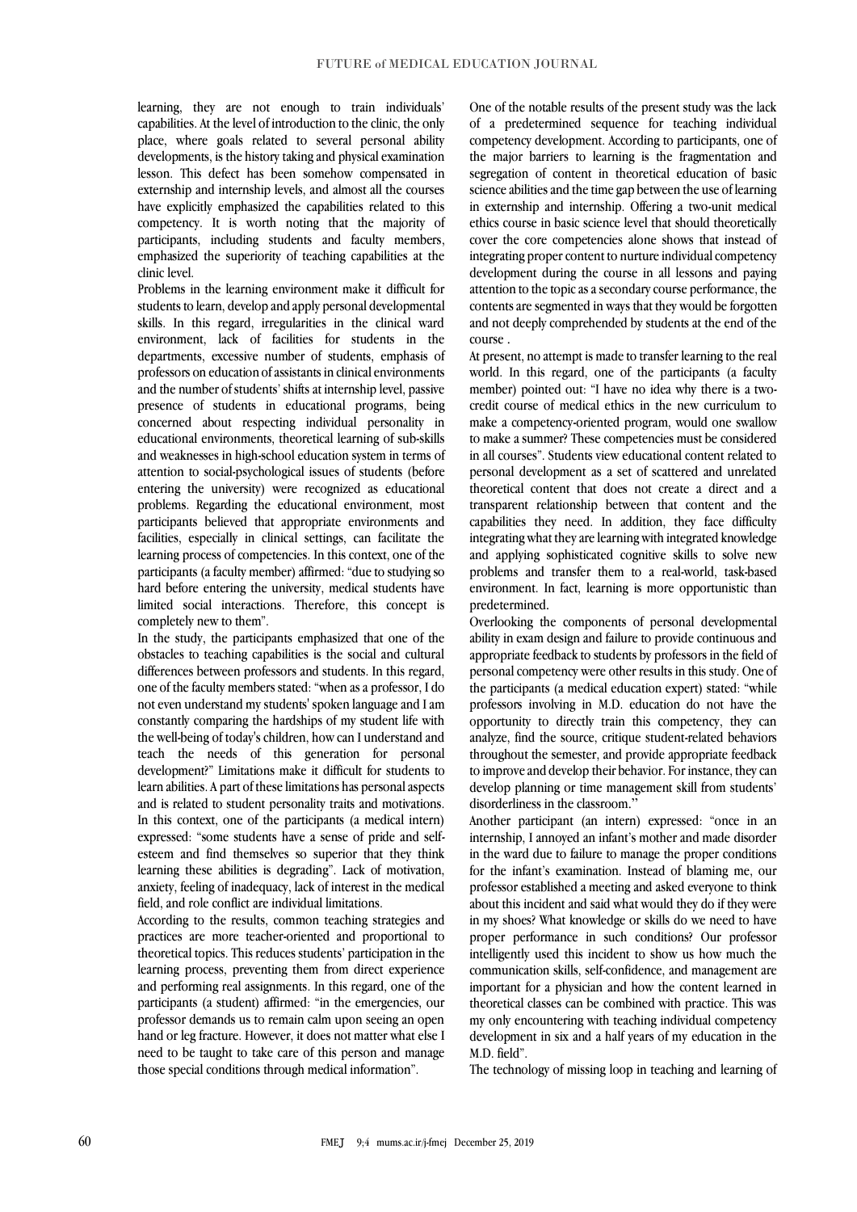learning, they are not enough to train individuals' capabilities. At the level of introduction to the clinic, the only place, where goals related to several personal ability developments, is the history taking and physical examination lesson. This defect has been somehow compensated in externship and internship levels, and almost all the courses have explicitly emphasized the capabilities related to this competency. It is worth noting that the majority of participants, including students and faculty members, emphasized the superiority of teaching capabilities at the clinic level.

Problems in the learning environment make it difficult for students to learn, develop and apply personal developmental skills. In this regard, irregularities in the clinical ward environment, lack of facilities for students in the departments, excessive number of students, emphasis of professors on education of assistants in clinical environments and the number of students' shifts at internship level, passive presence of students in educational programs, being concerned about respecting individual personality in educational environments, theoretical learning of sub-skills and weaknesses in high-school education system in terms of attention to social-psychological issues of students (before entering the university) were recognized as educational problems. Regarding the educational environment, most participants believed that appropriate environments and facilities, especially in clinical settings, can facilitate the learning process of competencies. In this context, one of the participants (a faculty member) affirmed: "due to studying so hard before entering the university, medical students have limited social interactions. Therefore, this concept is completely new to them".

In the study, the participants emphasized that one of the obstacles to teaching capabilities is the social and cultural differences between professors and students. In this regard, one of the faculty members stated: "when as a professor, I do not even understand my students' spoken language and I am constantly comparing the hardships of my student life with the well-being of today's children, how can I understand and teach the needs of this generation for personal development?" Limitations make it difficult for students to learn abilities. A part of these limitations has personal aspects and is related to student personality traits and motivations. In this context, one of the participants (a medical intern) expressed: "some students have a sense of pride and self-esteem and find themselves so superior that they think learning these abilities is degrading". Lack of motivation, anxiety, feeling of inadequacy, lack of interest in the medical field, and role conflict are individual limitations.

According to the results, common teaching strategies and practices are more teacher-oriented and proportional to theoretical topics. This reduces students' participation in the learning process, preventing them from direct experience and performing real assignments. In this regard, one of the participants (a student) affirmed: "in the emergencies, our professor demands us to remain calm upon seeing an open hand or leg fracture. However, it does not matter what else I need to be taught to take care of this person and manage those special conditions through medical information".

One of the notable results of the present study was the lack of a predetermined sequence for teaching individual competency development. According to participants, one of the major barriers to learning is the fragmentation and segregation of content in theoretical education of basic science abilities and the time gap between the use of learning in externship and internship. Offering a two-unit medical ethics course in basic science level that should theoretically cover the core competencies alone shows that instead of integrating proper content to nurture individual competency development during the course in all lessons and paying attention to the topic as a secondary course performance, the contents are segmented in ways that they would be forgotten and not deeply comprehended by students at the end of the course .

At present, no attempt is made to transfer learning to the real world. In this regard, one of the participants (a faculty member) pointed out: "I have no idea why there is a two-credit course of medical ethics in the new curriculum to make a competency-oriented program, would one swallow to make a summer? These competencies must be considered in all courses". Students view educational content related to personal development as a set of scattered and unrelated theoretical content that does not create a direct and a transparent relationship between that content and the capabilities they need. In addition, they face difficulty integrating what they are learning with integrated knowledge and applying sophisticated cognitive skills to solve new problems and transfer them to a real-world, task-based environment. In fact, learning is more opportunistic than predetermined.

Overlooking the components of personal developmental ability in exam design and failure to provide continuous and appropriate feedback to students by professors in the field of personal competency were other results in this study. One of the participants (a medical education expert) stated: "while professors involving in M.D. education do not have the opportunity to directly train this competency, they can analyze, find the source, critique student-related behaviors throughout the semester, and provide appropriate feedback to improve and develop their behavior. For instance, they can develop planning or time management skill from students' disorderliness in the classroom."

Another participant (an intern) expressed: "once in an internship, I annoyed an infant's mother and made disorder in the ward due to failure to manage the proper conditions for the infant's examination. Instead of blaming me, our professor established a meeting and asked everyone to think about this incident and said what would they do if they were in my shoes? What knowledge or skills do we need to have proper performance in such conditions? Our professor intelligently used this incident to show us how much the communication skills, self-confidence, and management are important for a physician and how the content learned in theoretical classes can be combined with practice. This was my only encountering with teaching individual competency development in six and a half years of my education in the M.D. field".

The technology of missing loop in teaching and learning of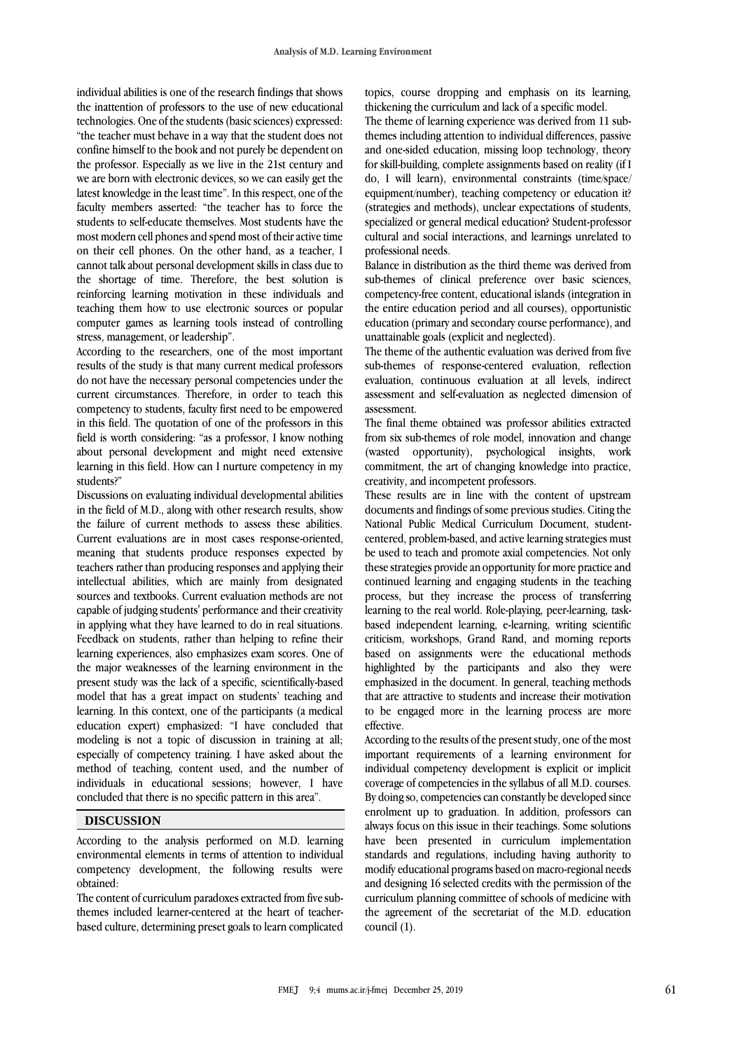individual abilities is one of the research findings that shows the inattention of professors to the use of new educational technologies. One of the students (basic sciences) expressed: "the teacher must behave in a way that the student does not confine himself to the book and not purely be dependent on the professor. Especially as we live in the 21st century and we are born with electronic devices, so we can easily get the latest knowledge in the least time". In this respect, one of the faculty members asserted: "the teacher has to force the students to self-educate themselves. Most students have the most modern cell phones and spend most of their active time on their cell phones. On the other hand, as a teacher, I cannot talk about personal development skills in class due to the shortage of time. Therefore, the best solution is reinforcing learning motivation in these individuals and teaching them how to use electronic sources or popular computer games as learning tools instead of controlling stress, management, or leadership".

According to the researchers, one of the most important results of the study is that many current medical professors do not have the necessary personal competencies under the current circumstances. Therefore, in order to teach this competency to students, faculty first need to be empowered in this field. The quotation of one of the professors in this field is worth considering: "as a professor, I know nothing about personal development and might need extensive learning in this field. How can I nurture competency in my students?"

Discussions on evaluating individual developmental abilities in the field of M.D., along with other research results, show the failure of current methods to assess these abilities. Current evaluations are in most cases response-oriented, meaning that students produce responses expected by teachers rather than producing responses and applying their intellectual abilities, which are mainly from designated sources and textbooks. Current evaluation methods are not capable of judging students' performance and their creativity in applying what they have learned to do in real situations. Feedback on students, rather than helping to refine their learning experiences, also emphasizes exam scores. One of the major weaknesses of the learning environment in the present study was the lack of a specific, scientifically-based model that has a great impact on students' teaching and learning. In this context, one of the participants (a medical education expert) emphasized: "I have concluded that modeling is not a topic of discussion in training at all; especially of competency training. I have asked about the method of teaching, content used, and the number of individuals in educational sessions; however, I have concluded that there is no specific pattern in this area".

## DISCUSSION

According to the analysis performed on M.D. learning environmental elements in terms of attention to individual competency development, the following results were obtained:

The content of curriculum paradoxes extracted from five sub-themes included learner-centered at the heart of teacher-based culture, determining preset goals to learn complicated topics, course dropping and emphasis on its learning, thickening the curriculum and lack of a specific model.

The theme of learning experience was derived from 11 sub-themes including attention to individual differences, passive and one-sided education, missing loop technology, theory for skill-building, complete assignments based on reality (if I do, I will learn), environmental constraints (time/space/equipment/number), teaching competency or education it? (strategies and methods), unclear expectations of students, specialized or general medical education? Student-professor cultural and social interactions, and learnings unrelated to professional needs.

Balance in distribution as the third theme was derived from sub-themes of clinical preference over basic sciences, competency-free content, educational islands (integration in the entire education period and all courses), opportunistic education (primary and secondary course performance), and unattainable goals (explicit and neglected).

The theme of the authentic evaluation was derived from five sub-themes of response-centered evaluation, reflection evaluation, continuous evaluation at all levels, indirect assessment and self-evaluation as neglected dimension of assessment.

The final theme obtained was professor abilities extracted from six sub-themes of role model, innovation and change (wasted opportunity), psychological insights, work commitment, the art of changing knowledge into practice, creativity, and incompetent professors.

These results are in line with the content of upstream documents and findings of some previous studies. Citing the National Public Medical Curriculum Document, student-centered, problem-based, and active learning strategies must be used to teach and promote axial competencies. Not only these strategies provide an opportunity for more practice and continued learning and engaging students in the teaching process, but they increase the process of transferring learning to the real world. Role-playing, peer-learning, task-based independent learning, e-learning, writing scientific criticism, workshops, Grand Rand, and morning reports based on assignments were the educational methods highlighted by the participants and also they were emphasized in the document. In general, teaching methods that are attractive to students and increase their motivation to be engaged more in the learning process are more effective.

According to the results of the present study, one of the most important requirements of a learning environment for individual competency development is explicit or implicit coverage of competencies in the syllabus of all M.D. courses. By doing so, competencies can constantly be developed since enrolment up to graduation. In addition, professors can always focus on this issue in their teachings. Some solutions have been presented in curriculum implementation standards and regulations, including having authority to modify educational programs based on macro-regional needs and designing 16 selected credits with the permission of the curriculum planning committee of schools of medicine with the agreement of the secretariat of the M.D. education council (1).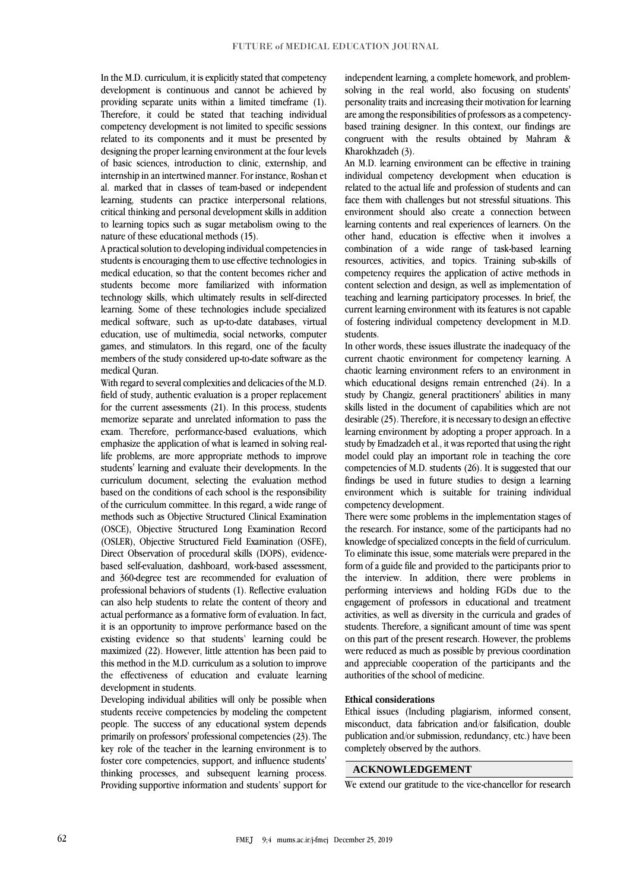In the M.D. curriculum, it is explicitly stated that competency development is continuous and cannot be achieved by providing separate units within a limited timeframe (1). Therefore, it could be stated that teaching individual competency development is not limited to specific sessions related to its components and it must be presented by designing the proper learning environment at the four levels of basic sciences, introduction to clinic, externship, and internship in an intertwined manner. For instance, Roshan et al. marked that in classes of team-based or independent learning, students can practice interpersonal relations, critical thinking and personal development skills in addition to learning topics such as sugar metabolism owing to the nature of these educational methods (15).

A practical solution to developing individual competencies in students is encouraging them to use effective technologies in medical education, so that the content becomes richer and students become more familiarized with information technology skills, which ultimately results in self-directed learning. Some of these technologies include specialized medical software, such as up-to-date databases, virtual education, use of multimedia, social networks, computer games, and stimulators. In this regard, one of the faculty members of the study considered up-to-date software as the medical Quran.

With regard to several complexities and delicacies of the M.D. field of study, authentic evaluation is a proper replacement for the current assessments (21). In this process, students memorize separate and unrelated information to pass the exam. Therefore, performance-based evaluations, which emphasize the application of what is learned in solving real-life problems, are more appropriate methods to improve students' learning and evaluate their developments. In the curriculum document, selecting the evaluation method based on the conditions of each school is the responsibility of the curriculum committee. In this regard, a wide range of methods such as Objective Structured Clinical Examination (OSCE), Objective Structured Long Examination Record (OSLER), Objective Structured Field Examination (OSFE), Direct Observation of procedural skills (DOPS), evidence-based self-evaluation, dashboard, work-based assessment, and 360-degree test are recommended for evaluation of professional behaviors of students (1). Reflective evaluation can also help students to relate the content of theory and actual performance as a formative form of evaluation. In fact, it is an opportunity to improve performance based on the existing evidence so that students' learning could be maximized (22). However, little attention has been paid to this method in the M.D. curriculum as a solution to improve the effectiveness of education and evaluate learning development in students.

Developing individual abilities will only be possible when students receive competencies by modeling the competent people. The success of any educational system depends primarily on professors' professional competencies (23). The key role of the teacher in the learning environment is to foster core competencies, support, and influence students' thinking processes, and subsequent learning process. Providing supportive information and students' support for independent learning, a complete homework, and problem-solving in the real world, also focusing on students' personality traits and increasing their motivation for learning are among the responsibilities of professors as a competency-based training designer. In this context, our findings are congruent with the results obtained by Mahram & Kharokhzadeh (3).

An M.D. learning environment can be effective in training individual competency development when education is related to the actual life and profession of students and can face them with challenges but not stressful situations. This environment should also create a connection between learning contents and real experiences of learners. On the other hand, education is effective when it involves a combination of a wide range of task-based learning resources, activities, and topics. Training sub-skills of competency requires the application of active methods in content selection and design, as well as implementation of teaching and learning participatory processes. In brief, the current learning environment with its features is not capable of fostering individual competency development in M.D. students.

In other words, these issues illustrate the inadequacy of the current chaotic environment for competency learning. A chaotic learning environment refers to an environment in which educational designs remain entrenched (24). In a study by Changiz, general practitioners' abilities in many skills listed in the document of capabilities which are not desirable (25). Therefore, it is necessary to design an effective learning environment by adopting a proper approach. In a study by Emadzadeh et al., it was reported that using the right model could play an important role in teaching the core competencies of M.D. students (26). It is suggested that our findings be used in future studies to design a learning environment which is suitable for training individual competency development.

There were some problems in the implementation stages of the research. For instance, some of the participants had no knowledge of specialized concepts in the field of curriculum. To eliminate this issue, some materials were prepared in the form of a guide file and provided to the participants prior to the interview. In addition, there were problems in performing interviews and holding FGDs due to the engagement of professors in educational and treatment activities, as well as diversity in the curricula and grades of students. Therefore, a significant amount of time was spent on this part of the present research. However, the problems were reduced as much as possible by previous coordination and appreciable cooperation of the participants and the authorities of the school of medicine.

**Ethical considerations**

Ethical issues (Including plagiarism, informed consent, misconduct, data fabrication and/or falsification, double publication and/or submission, redundancy, etc.) have been completely observed by the authors.

## ACKNOWLEDGEMENT

We extend our gratitude to the vice-chancellor for research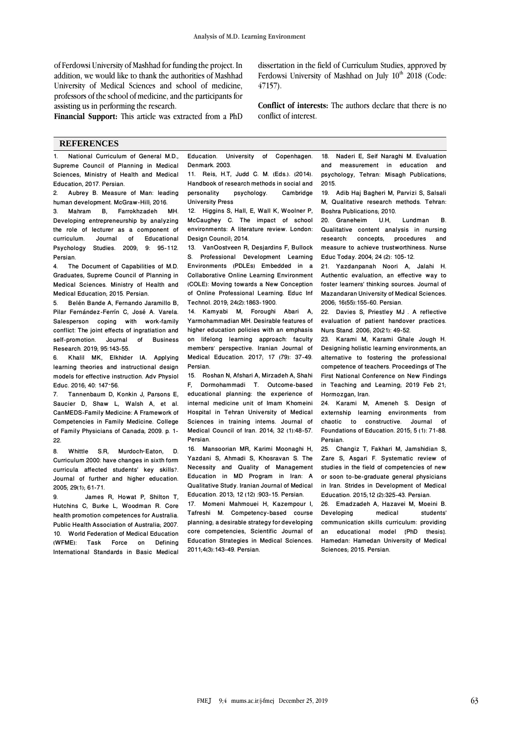of Ferdowsi University of Mashhad for funding the project. In addition, we would like to thank the authorities of Mashhad University of Medical Sciences and school of medicine, professors of the school of medicine, and the participants for assisting us in performing the research.

**Financial Support:** This article was extracted from a PhD dissertation in the field of Curriculum Studies, approved by Ferdowsi University of Mashhad on July 10th 2018 (Code: 47157).

**Conflict of interests:** The authors declare that there is no conflict of interest.

## REFERENCES

1. National Curriculum of General M.D., Supreme Council of Planning in Medical Sciences, Ministry of Health and Medical Education, 2017. Persian.
2. Aubrey B. Measure of Man: leading human development. McGraw-Hill; 2016.
3. Mahram B, Farrokhzadeh MH. Developing entrepreneurship by analyzing the role of lecturer as a component of curriculum. Journal of Educational Psychology Studies. 2009; 9: 95-112. Persian.
4. The Document of Capabilities of M.D. Graduates, Supreme Council of Planning in Medical Sciences. Ministry of Health and Medical Education; 2015. Persian.
5. Belén Bande A, Fernando Jaramillo B, Pilar Fernández-Ferrín C, José A. Varela. Salesperson coping with work-family conflict: The joint effects of ingratiation and self-promotion. Journal of Business Research. 2019; 95:143-55.
6. Khalil MK, Elkhider IA. Applying learning theories and instructional design models for effective instruction. Adv Physiol Educ. 2016; 40: 147-56.
7. Tannenbaum D, Konkin J, Parsons E, Saucier D, Shaw L, Walsh A, et al. CanMEDS-Family Medicine: A Framework of Competencies in Family Medicine. College of Family Physicians of Canada; 2009. p. 1-22.
8. Whittle S.R, Murdoch-Eaton, D. Curriculum 2000: have changes in sixth form curricula affected students' key skills?. Journal of further and higher education. 2005; 29(1); 61-71.
9. James R, Howat P, Shilton T, Hutchins C, Burke L, Woodman R. Core health promotion competences for Australia. Public Health Association of Australia; 2007.
10. World Federation of Medical Education (WFME): Task Force on Defining International Standards in Basic Medical Education. University of Copenhagen. Denmark. 2003.
11. Reis, H.T, Judd C. M. (Eds.). (2014). Handbook of research methods in social and personality psychology. Cambridge University Press
12. Higgins S, Hall, E, Wall K, Woolner P, McCaughey C. The impact of school environments: A literature review. London: Design Council; 2014.
13. VanOostveen R, Desjardins F, Bullock S. Professional Development Learning Environments (PDLEs) Embedded in a Collaborative Online Learning Environment (COLE): Moving towards a New Conception of Online Professional Learning. Educ Inf Technol. 2019; 24(2):1863-1900.
14. Kamyabi M, Foroughi Abari A, Yarmohammadian MH. Desirable features of higher education policies with an emphasis on lifelong learning approach: faculty members' perspective. Iranian Journal of Medical Education. 2017; 17 (79): 37-49. Persian.
15. Roshan N, Afshari A, Mirzadeh A, Shahi F, Dormohammadi T. Outcome-based educational planning: the experience of internal medicine unit of Imam Khomeini Hospital in Tehran University of Medical Sciences in training interns. Journal of Medical Council of Iran. 2014; 32 (1):48-57. Persian.
16. Mansoorian MR, Karimi Moonaghi H, Yazdani S, Ahmadi S, Khosravan S. The Necessity and Quality of Management Education in MD Program in Iran: A Qualitative Study. Iranian Journal of Medical Education. 2013; 12 (12) :903-15. Persian.
17. Momeni Mahmouei H, Kazempour I, Tafreshi M. Competency-based course planning; a desirable strategy for developing core competencies, Scientific Journal of Education Strategies in Medical Sciences. 2011;4(3):143-49. Persian.
18. Naderi E, Seif Naraghi M. Evaluation and measurement in education and psychology, Tehran: Misagh Publications; 2015.
19. Adib Haj Bagheri M, Parvizi S, Salsali M, Qualitative research methods. Tehran: Boshra Publications; 2010.
20. Graneheim U.H, Lundman B. Qualitative content analysis in nursing research: concepts, procedures and measure to achieve trustworthiness. Nurse Educ Today. 2004; 24 (2): 105-12.
21. Yazdanpanah Noori A, Jalahi H. Authentic evaluation, an effective way to foster learners' thinking sources. Journal of Mazandaran University of Medical Sciences. 2006; 16(55):155-60. Persian.
22. Davies S, Priestley MJ . A reflective evaluation of patient handover practices. Nurs Stand. 2006; 20(21): 49-52.
23. Karami M, Karami Ghale Jough H. Designing holistic learning environments, an alternative to fostering the professional competence of teachers. Proceedings of The First National Conference on New Findings in Teaching and Learning; 2019 Feb 21; Hormozgan, Iran.
24. Karami M, Ameneh S. Design of externship learning environments from chaotic to constructive. Journal of Foundations of Education. 2015; 5 (1): 71-88. Persian.
25. Changiz T, Fakhari M, Jamshidian S, Zare S, Asgari F. Systematic review of studies in the field of competencies of new or soon to-be-graduate general physicians in Iran. Strides in Development of Medical Education. 2015;12 (2):325-43. Persian.
26. Emadzadeh A, Hazavei M, Moeini B. Developing medical students' communication skills curriculum: providing an educational model [PhD thesis]. Hamedan: Hamedan University of Medical Sciences; 2015. Persian.